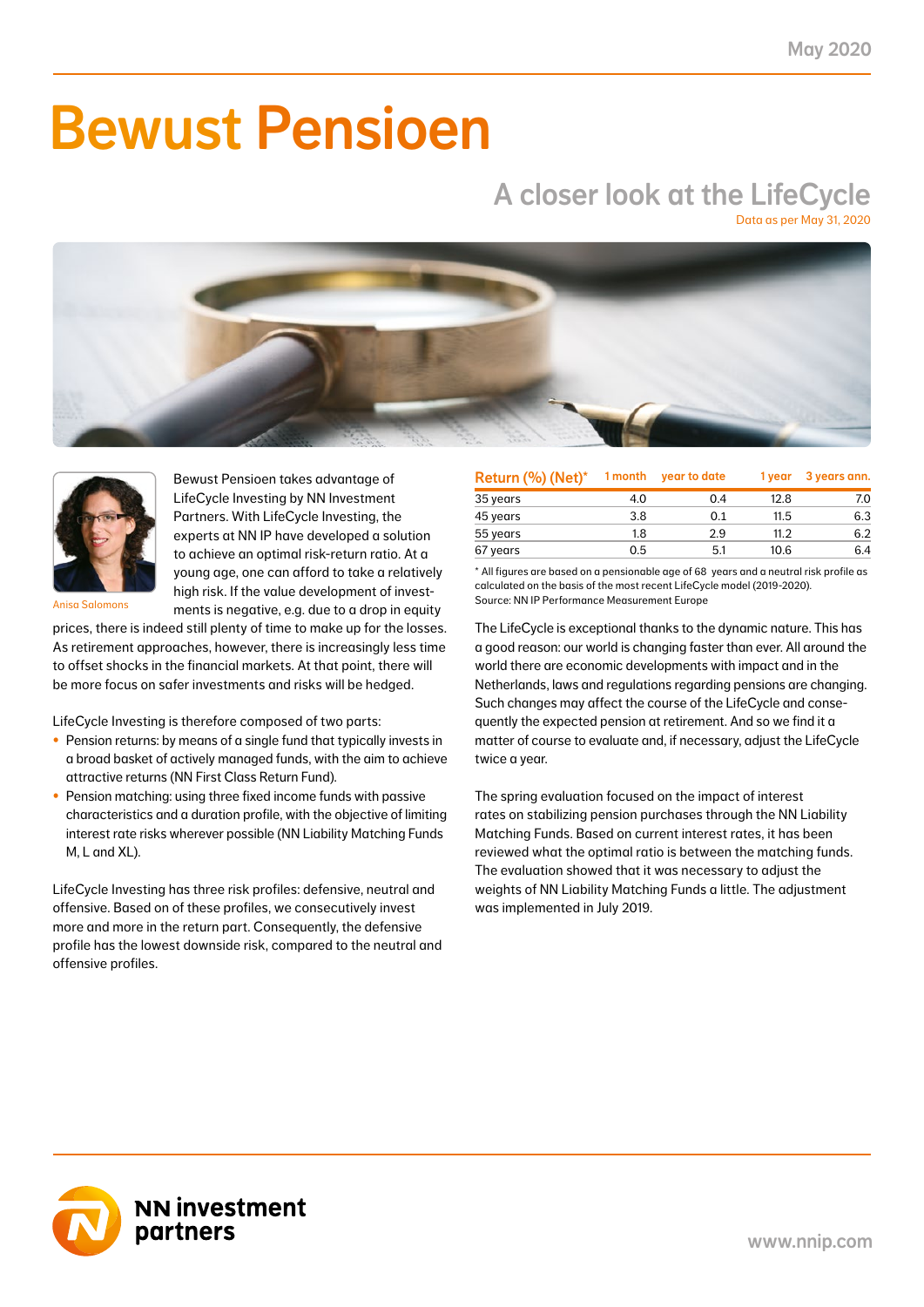# Bewust Pensioen

## A closer look at the LifeCycle

Data as per May 31, 2020

Anisa Salomons

Bewust Pensioen takes advantage of LifeCycle Investing by NN Investment Partners. With LifeCycle Investing, the experts at NN IP have developed a solution to achieve an optimal risk-return ratio. At a young age, one can afford to take a relatively high risk. If the value development of investments is negative, e.g. due to a drop in equity prices, there is indeed still plenty of time to make up for the losses. As retirement approaches, however, there is increasingly less time to offset shocks in the financial markets. At that point, there will be more focus on safer investments and risks will be hedged.

LifeCycle Investing is therefore composed of two parts:

- Pension returns: by means of a single fund that typically invests in a broad basket of actively managed funds, with the aim to achieve attractive returns (NN First Class Return Fund).
- Pension matching: using three fixed income funds with passive characteristics and a duration profile, with the objective of limiting interest rate risks wherever possible (NN Liability Matching Funds M, L and XL).

LifeCycle Investing has three risk profiles: defensive, neutral and offensive. Based on of these profiles, we consecutively invest more and more in the return part. Consequently, the defensive profile has the lowest downside risk, compared to the neutral and offensive profiles.

| Return (%) (Net)* | 1 month | year to date | 1 year | 3 years ann. |
|---|---|---|---|---|
| 35 years | 4.0 | 0.4 | 12.8 | 7.0 |
| 45 years | 3.8 | 0.1 | 11.5 | 6.3 |
| 55 years | 1.8 | 2.9 | 11.2 | 6.2 |
| 67 years | 0.5 | 5.1 | 10.6 | 6.4 |

* All figures are based on a pensionable age of 68 years and a neutral risk profile as calculated on the basis of the most recent LifeCycle model (2019-2020).
Source: NN IP Performance Measurement Europe

The LifeCycle is exceptional thanks to the dynamic nature. This has a good reason: our world is changing faster than ever. All around the world there are economic developments with impact and in the Netherlands, laws and regulations regarding pensions are changing. Such changes may affect the course of the LifeCycle and consequently the expected pension at retirement. And so we find it a matter of course to evaluate and, if necessary, adjust the LifeCycle twice a year.

The spring evaluation focused on the impact of interest rates on stabilizing pension purchases through the NN Liability Matching Funds. Based on current interest rates, it has been reviewed what the optimal ratio is between the matching funds. The evaluation showed that it was necessary to adjust the weights of NN Liability Matching Funds a little. The adjustment was implemented in July 2019.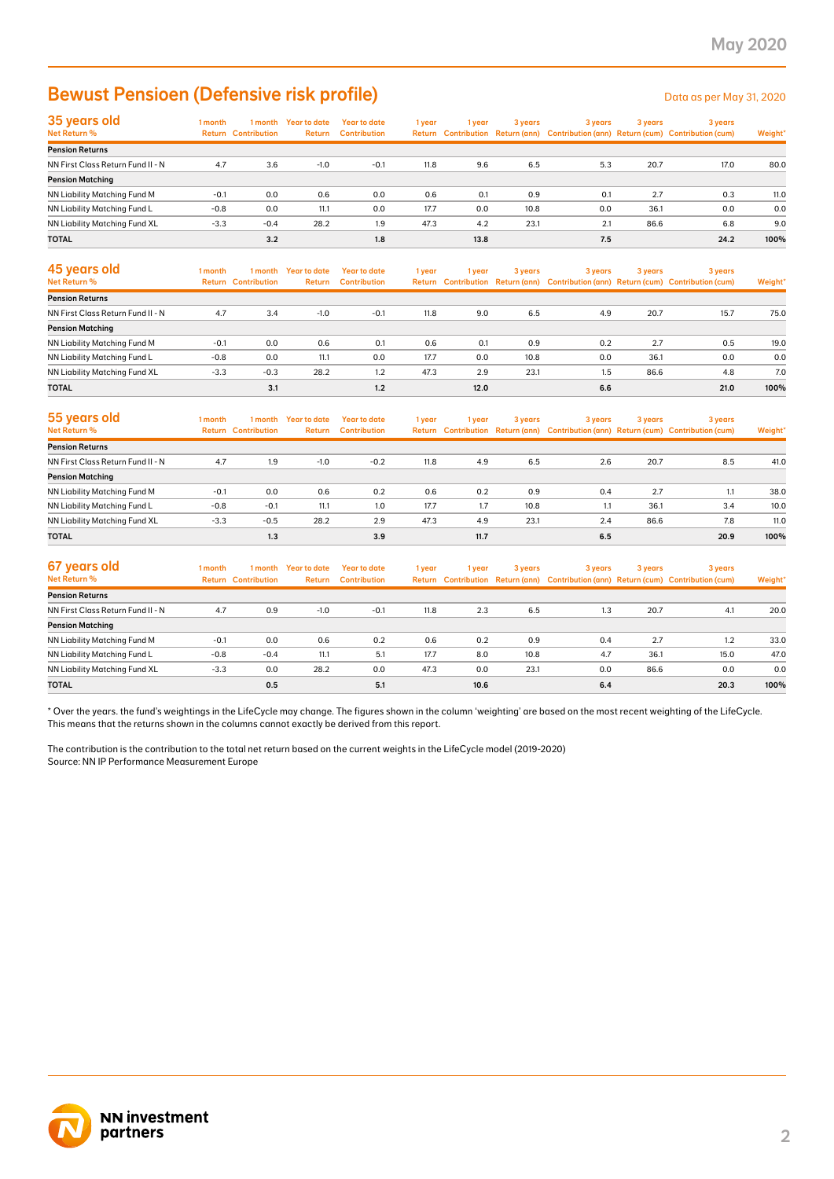# Bewust Pensioen (Defensive risk profile)

Data as per May 31, 2020

## 35 years old

| Net Return % | 1 month Return | 1 month Contribution | Year to date Return | Year to date Contribution | 1 year Return | 1 year Contribution | 3 years Return (ann) | 3 years Contribution (ann) | 3 years Return (cum) | 3 years Contribution (cum) | Weight* |
|---|---|---|---|---|---|---|---|---|---|---|---|
| **Pension Returns** | | | | | | | | | | | |
| NN First Class Return Fund II - N | 4.7 | 3.6 | -1.0 | -0.1 | 11.8 | 9.6 | 6.5 | 5.3 | 20.7 | 17.0 | 80.0 |
| **Pension Matching** | | | | | | | | | | | |
| NN Liability Matching Fund M | -0.1 | 0.0 | 0.6 | 0.0 | 0.6 | 0.1 | 0.9 | 0.1 | 2.7 | 0.3 | 11.0 |
| NN Liability Matching Fund L | -0.8 | 0.0 | 11.1 | 0.0 | 17.7 | 0.0 | 10.8 | 0.0 | 36.1 | 0.0 | 0.0 |
| NN Liability Matching Fund XL | -3.3 | -0.4 | 28.2 | 1.9 | 47.3 | 4.2 | 23.1 | 2.1 | 86.6 | 6.8 | 9.0 |
| **TOTAL** | | **3.2** | | **1.8** | | **13.8** | | **7.5** | | **24.2** | **100%** |

## 45 years old

| Net Return % | 1 month Return | 1 month Contribution | Year to date Return | Year to date Contribution | 1 year Return | 1 year Contribution | 3 years Return (ann) | 3 years Contribution (ann) | 3 years Return (cum) | 3 years Contribution (cum) | Weight* |
|---|---|---|---|---|---|---|---|---|---|---|---|
| **Pension Returns** | | | | | | | | | | | |
| NN First Class Return Fund II - N | 4.7 | 3.4 | -1.0 | -0.1 | 11.8 | 9.0 | 6.5 | 4.9 | 20.7 | 15.7 | 75.0 |
| **Pension Matching** | | | | | | | | | | | |
| NN Liability Matching Fund M | -0.1 | 0.0 | 0.6 | 0.1 | 0.6 | 0.1 | 0.9 | 0.2 | 2.7 | 0.5 | 19.0 |
| NN Liability Matching Fund L | -0.8 | 0.0 | 11.1 | 0.0 | 17.7 | 0.0 | 10.8 | 0.0 | 36.1 | 0.0 | 0.0 |
| NN Liability Matching Fund XL | -3.3 | -0.3 | 28.2 | 1.2 | 47.3 | 2.9 | 23.1 | 1.5 | 86.6 | 4.8 | 7.0 |
| **TOTAL** | | **3.1** | | **1.2** | | **12.0** | | **6.6** | | **21.0** | **100%** |

## 55 years old

| Net Return % | 1 month Return | 1 month Contribution | Year to date Return | Year to date Contribution | 1 year Return | 1 year Contribution | 3 years Return (ann) | 3 years Contribution (ann) | 3 years Return (cum) | 3 years Contribution (cum) | Weight* |
|---|---|---|---|---|---|---|---|---|---|---|---|
| **Pension Returns** | | | | | | | | | | | |
| NN First Class Return Fund II - N | 4.7 | 1.9 | -1.0 | -0.2 | 11.8 | 4.9 | 6.5 | 2.6 | 20.7 | 8.5 | 41.0 |
| **Pension Matching** | | | | | | | | | | | |
| NN Liability Matching Fund M | -0.1 | 0.0 | 0.6 | 0.2 | 0.6 | 0.2 | 0.9 | 0.4 | 2.7 | 1.1 | 38.0 |
| NN Liability Matching Fund L | -0.8 | -0.1 | 11.1 | 1.0 | 17.7 | 1.7 | 10.8 | 1.1 | 36.1 | 3.4 | 10.0 |
| NN Liability Matching Fund XL | -3.3 | -0.5 | 28.2 | 2.9 | 47.3 | 4.9 | 23.1 | 2.4 | 86.6 | 7.8 | 11.0 |
| **TOTAL** | | **1.3** | | **3.9** | | **11.7** | | **6.5** | | **20.9** | **100%** |

## 67 years old

| Net Return % | 1 month Return | 1 month Contribution | Year to date Return | Year to date Contribution | 1 year Return | 1 year Contribution | 3 years Return (ann) | 3 years Contribution (ann) | 3 years Return (cum) | 3 years Contribution (cum) | Weight* |
|---|---|---|---|---|---|---|---|---|---|---|---|
| **Pension Returns** | | | | | | | | | | | |
| NN First Class Return Fund II - N | 4.7 | 0.9 | -1.0 | -0.1 | 11.8 | 2.3 | 6.5 | 1.3 | 20.7 | 4.1 | 20.0 |
| **Pension Matching** | | | | | | | | | | | |
| NN Liability Matching Fund M | -0.1 | 0.0 | 0.6 | 0.2 | 0.6 | 0.2 | 0.9 | 0.4 | 2.7 | 1.2 | 33.0 |
| NN Liability Matching Fund L | -0.8 | -0.4 | 11.1 | 5.1 | 17.7 | 8.0 | 10.8 | 4.7 | 36.1 | 15.0 | 47.0 |
| NN Liability Matching Fund XL | -3.3 | 0.0 | 28.2 | 0.0 | 47.3 | 0.0 | 23.1 | 0.0 | 86.6 | 0.0 | 0.0 |
| **TOTAL** | | **0.5** | | **5.1** | | **10.6** | | **6.4** | | **20.3** | **100%** |

* Over the years. the fund's weightings in the LifeCycle may change. The figures shown in the column 'weighting' are based on the most recent weighting of the LifeCycle. This means that the returns shown in the columns cannot exactly be derived from this report.

The contribution is the contribution to the total net return based on the current weights in the LifeCycle model (2019-2020)
Source: NN IP Performance Measurement Europe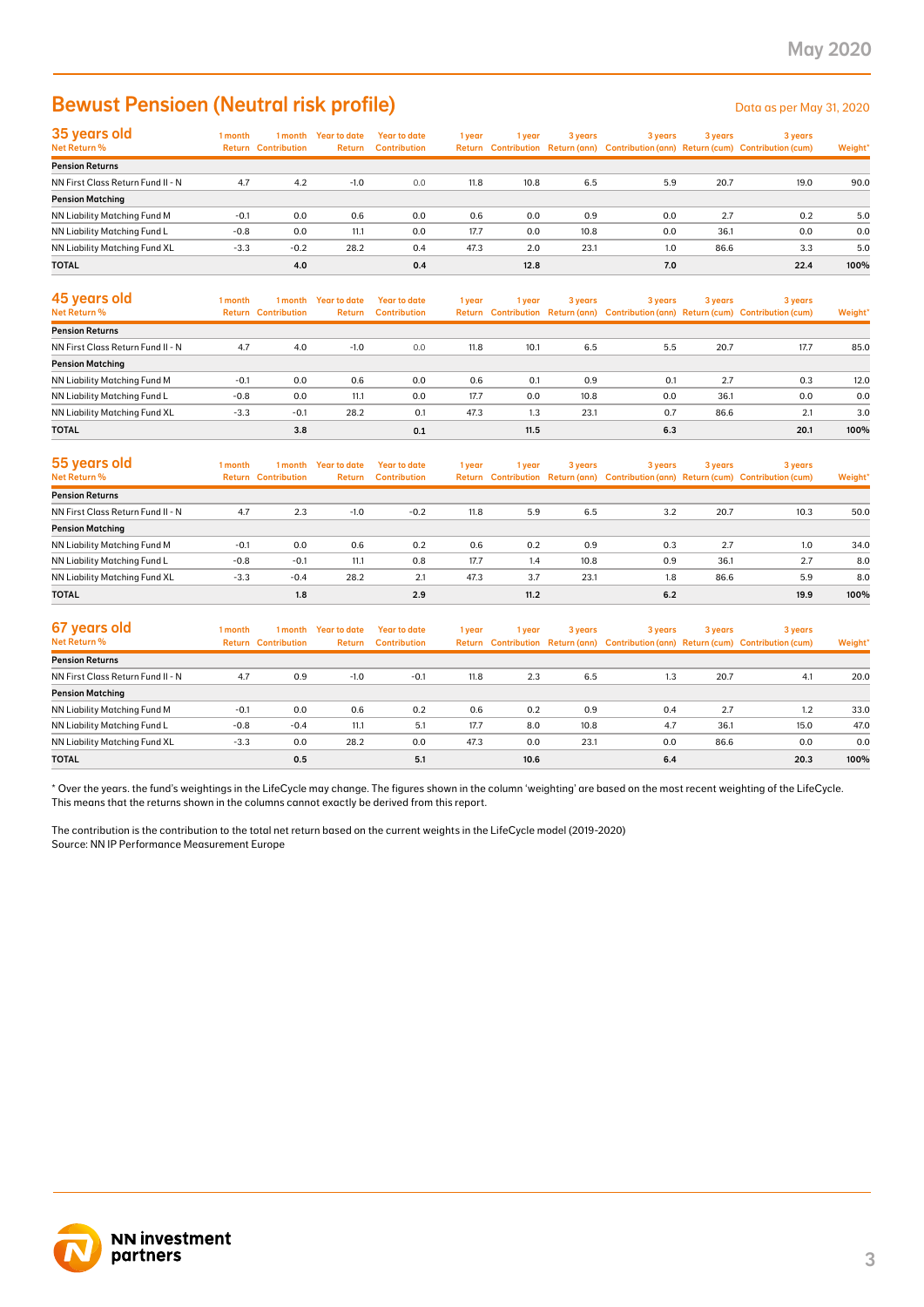# Bewust Pensioen (Neutral risk profile)

Data as per May 31, 2020

## 35 years old

| Net Return % | 1 month Return | 1 month Contribution | Year to date Return | Year to date Contribution | 1 year Return | 1 year Contribution | 3 years Return (ann) | 3 years Contribution (ann) | 3 years Return (cum) | 3 years Contribution (cum) | Weight* |
|---|---|---|---|---|---|---|---|---|---|---|---|
| **Pension Returns** | | | | | | | | | | | |
| NN First Class Return Fund II - N | 4.7 | 4.2 | -1.0 | 0.0 | 11.8 | 10.8 | 6.5 | 5.9 | 20.7 | 19.0 | 90.0 |
| **Pension Matching** | | | | | | | | | | | |
| NN Liability Matching Fund M | -0.1 | 0.0 | 0.6 | 0.0 | 0.6 | 0.0 | 0.9 | 0.0 | 2.7 | 0.2 | 5.0 |
| NN Liability Matching Fund L | -0.8 | 0.0 | 11.1 | 0.0 | 17.7 | 0.0 | 10.8 | 0.0 | 36.1 | 0.0 | 0.0 |
| NN Liability Matching Fund XL | -3.3 | -0.2 | 28.2 | 0.4 | 47.3 | 2.0 | 23.1 | 1.0 | 86.6 | 3.3 | 5.0 |
| **TOTAL** | | **4.0** | | **0.4** | | **12.8** | | **7.0** | | **22.4** | **100%** |

## 45 years old

| Net Return % | 1 month Return | 1 month Contribution | Year to date Return | Year to date Contribution | 1 year Return | 1 year Contribution | 3 years Return (ann) | 3 years Contribution (ann) | 3 years Return (cum) | 3 years Contribution (cum) | Weight* |
|---|---|---|---|---|---|---|---|---|---|---|---|
| **Pension Returns** | | | | | | | | | | | |
| NN First Class Return Fund II - N | 4.7 | 4.0 | -1.0 | 0.0 | 11.8 | 10.1 | 6.5 | 5.5 | 20.7 | 17.7 | 85.0 |
| **Pension Matching** | | | | | | | | | | | |
| NN Liability Matching Fund M | -0.1 | 0.0 | 0.6 | 0.0 | 0.6 | 0.1 | 0.9 | 0.1 | 2.7 | 0.3 | 12.0 |
| NN Liability Matching Fund L | -0.8 | 0.0 | 11.1 | 0.0 | 17.7 | 0.0 | 10.8 | 0.0 | 36.1 | 0.0 | 0.0 |
| NN Liability Matching Fund XL | -3.3 | -0.1 | 28.2 | 0.1 | 47.3 | 1.3 | 23.1 | 0.7 | 86.6 | 2.1 | 3.0 |
| **TOTAL** | | **3.8** | | **0.1** | | **11.5** | | **6.3** | | **20.1** | **100%** |

## 55 years old

| Net Return % | 1 month Return | 1 month Contribution | Year to date Return | Year to date Contribution | 1 year Return | 1 year Contribution | 3 years Return (ann) | 3 years Contribution (ann) | 3 years Return (cum) | 3 years Contribution (cum) | Weight* |
|---|---|---|---|---|---|---|---|---|---|---|---|
| **Pension Returns** | | | | | | | | | | | |
| NN First Class Return Fund II - N | 4.7 | 2.3 | -1.0 | -0.2 | 11.8 | 5.9 | 6.5 | 3.2 | 20.7 | 10.3 | 50.0 |
| **Pension Matching** | | | | | | | | | | | |
| NN Liability Matching Fund M | -0.1 | 0.0 | 0.6 | 0.2 | 0.6 | 0.2 | 0.9 | 0.3 | 2.7 | 1.0 | 34.0 |
| NN Liability Matching Fund L | -0.8 | -0.1 | 11.1 | 0.8 | 17.7 | 1.4 | 10.8 | 0.9 | 36.1 | 2.7 | 8.0 |
| NN Liability Matching Fund XL | -3.3 | -0.4 | 28.2 | 2.1 | 47.3 | 3.7 | 23.1 | 1.8 | 86.6 | 5.9 | 8.0 |
| **TOTAL** | | **1.8** | | **2.9** | | **11.2** | | **6.2** | | **19.9** | **100%** |

## 67 years old

| Net Return % | 1 month Return | 1 month Contribution | Year to date Return | Year to date Contribution | 1 year Return | 1 year Contribution | 3 years Return (ann) | 3 years Contribution (ann) | 3 years Return (cum) | 3 years Contribution (cum) | Weight* |
|---|---|---|---|---|---|---|---|---|---|---|---|
| **Pension Returns** | | | | | | | | | | | |
| NN First Class Return Fund II - N | 4.7 | 0.9 | -1.0 | -0.1 | 11.8 | 2.3 | 6.5 | 1.3 | 20.7 | 4.1 | 20.0 |
| **Pension Matching** | | | | | | | | | | | |
| NN Liability Matching Fund M | -0.1 | 0.0 | 0.6 | 0.2 | 0.6 | 0.2 | 0.9 | 0.4 | 2.7 | 1.2 | 33.0 |
| NN Liability Matching Fund L | -0.8 | -0.4 | 11.1 | 5.1 | 17.7 | 8.0 | 10.8 | 4.7 | 36.1 | 15.0 | 47.0 |
| NN Liability Matching Fund XL | -3.3 | 0.0 | 28.2 | 0.0 | 47.3 | 0.0 | 23.1 | 0.0 | 86.6 | 0.0 | 0.0 |
| **TOTAL** | | **0.5** | | **5.1** | | **10.6** | | **6.4** | | **20.3** | **100%** |

* Over the years. the fund's weightings in the LifeCycle may change. The figures shown in the column 'weighting' are based on the most recent weighting of the LifeCycle. This means that the returns shown in the columns cannot exactly be derived from this report.

The contribution is the contribution to the total net return based on the current weights in the LifeCycle model (2019-2020)
Source: NN IP Performance Measurement Europe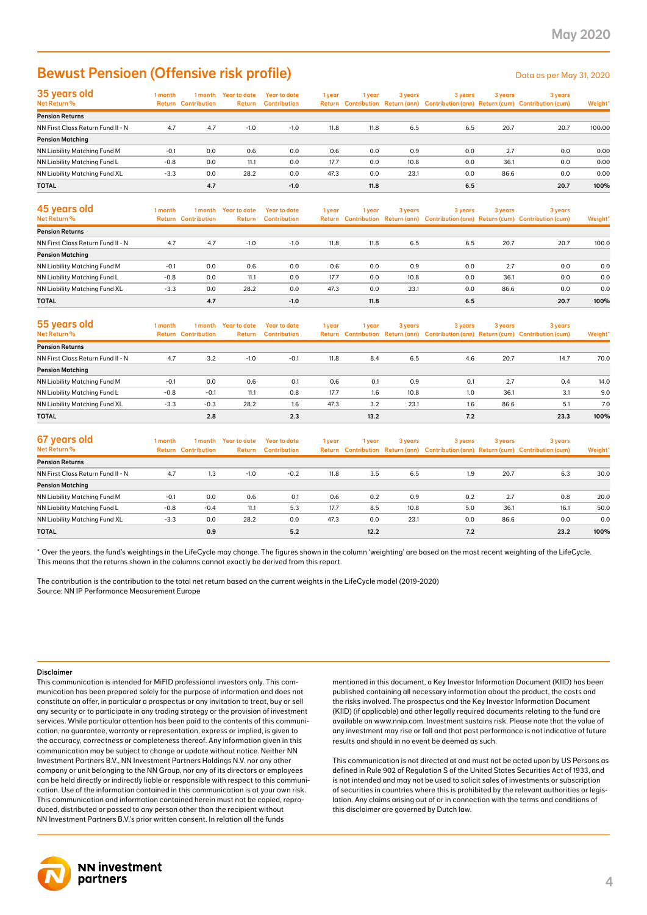# Bewust Pensioen (Offensive risk profile)

Data as per May 31, 2020

## 35 years old

| Net Return % | 1 month Return | 1 month Contribution | Year to date Return | Year to date Contribution | 1 year Return | 1 year Contribution | 3 years Return (ann) | 3 years Contribution (ann) | 3 years Return (cum) | 3 years Contribution (cum) | Weight* |
|---|---|---|---|---|---|---|---|---|---|---|---|
| **Pension Returns** | | | | | | | | | | | |
| NN First Class Return Fund II - N | 4.7 | 4.7 | -1.0 | -1.0 | 11.8 | 11.8 | 6.5 | 6.5 | 20.7 | 20.7 | 100.00 |
| **Pension Matching** | | | | | | | | | | | |
| NN Liability Matching Fund M | -0.1 | 0.0 | 0.6 | 0.0 | 0.6 | 0.0 | 0.9 | 0.0 | 2.7 | 0.0 | 0.00 |
| NN Liability Matching Fund L | -0.8 | 0.0 | 11.1 | 0.0 | 17.7 | 0.0 | 10.8 | 0.0 | 36.1 | 0.0 | 0.00 |
| NN Liability Matching Fund XL | -3.3 | 0.0 | 28.2 | 0.0 | 47.3 | 0.0 | 23.1 | 0.0 | 86.6 | 0.0 | 0.00 |
| **TOTAL** | | **4.7** | | **-1.0** | | **11.8** | | **6.5** | | **20.7** | **100%** |

## 45 years old

| Net Return % | 1 month Return | 1 month Contribution | Year to date Return | Year to date Contribution | 1 year Return | 1 year Contribution | 3 years Return (ann) | 3 years Contribution (ann) | 3 years Return (cum) | 3 years Contribution (cum) | Weight* |
|---|---|---|---|---|---|---|---|---|---|---|---|
| **Pension Returns** | | | | | | | | | | | |
| NN First Class Return Fund II - N | 4.7 | 4.7 | -1.0 | -1.0 | 11.8 | 11.8 | 6.5 | 6.5 | 20.7 | 20.7 | 100.0 |
| **Pension Matching** | | | | | | | | | | | |
| NN Liability Matching Fund M | -0.1 | 0.0 | 0.6 | 0.0 | 0.6 | 0.0 | 0.9 | 0.0 | 2.7 | 0.0 | 0.0 |
| NN Liability Matching Fund L | -0.8 | 0.0 | 11.1 | 0.0 | 17.7 | 0.0 | 10.8 | 0.0 | 36.1 | 0.0 | 0.0 |
| NN Liability Matching Fund XL | -3.3 | 0.0 | 28.2 | 0.0 | 47.3 | 0.0 | 23.1 | 0.0 | 86.6 | 0.0 | 0.0 |
| **TOTAL** | | **4.7** | | **-1.0** | | **11.8** | | **6.5** | | **20.7** | **100%** |

## 55 years old

| Net Return % | 1 month Return | 1 month Contribution | Year to date Return | Year to date Contribution | 1 year Return | 1 year Contribution | 3 years Return (ann) | 3 years Contribution (ann) | 3 years Return (cum) | 3 years Contribution (cum) | Weight* |
|---|---|---|---|---|---|---|---|---|---|---|---|
| **Pension Returns** | | | | | | | | | | | |
| NN First Class Return Fund II - N | 4.7 | 3.2 | -1.0 | -0.1 | 11.8 | 8.4 | 6.5 | 4.6 | 20.7 | 14.7 | 70.0 |
| **Pension Matching** | | | | | | | | | | | |
| NN Liability Matching Fund M | -0.1 | 0.0 | 0.6 | 0.1 | 0.6 | 0.1 | 0.9 | 0.1 | 2.7 | 0.4 | 14.0 |
| NN Liability Matching Fund L | -0.8 | -0.1 | 11.1 | 0.8 | 17.7 | 1.6 | 10.8 | 1.0 | 36.1 | 3.1 | 9.0 |
| NN Liability Matching Fund XL | -3.3 | -0.3 | 28.2 | 1.6 | 47.3 | 3.2 | 23.1 | 1.6 | 86.6 | 5.1 | 7.0 |
| **TOTAL** | | **2.8** | | **2.3** | | **13.2** | | **7.2** | | **23.3** | **100%** |

## 67 years old

| Net Return % | 1 month Return | 1 month Contribution | Year to date Return | Year to date Contribution | 1 year Return | 1 year Contribution | 3 years Return (ann) | 3 years Contribution (ann) | 3 years Return (cum) | 3 years Contribution (cum) | Weight* |
|---|---|---|---|---|---|---|---|---|---|---|---|
| **Pension Returns** | | | | | | | | | | | |
| NN First Class Return Fund II - N | 4.7 | 1.3 | -1.0 | -0.2 | 11.8 | 3.5 | 6.5 | 1.9 | 20.7 | 6.3 | 30.0 |
| **Pension Matching** | | | | | | | | | | | |
| NN Liability Matching Fund M | -0.1 | 0.0 | 0.6 | 0.1 | 0.6 | 0.2 | 0.9 | 0.2 | 2.7 | 0.8 | 20.0 |
| NN Liability Matching Fund L | -0.8 | -0.4 | 11.1 | 5.3 | 17.7 | 8.5 | 10.8 | 5.0 | 36.1 | 16.1 | 50.0 |
| NN Liability Matching Fund XL | -3.3 | 0.0 | 28.2 | 0.0 | 47.3 | 0.0 | 23.1 | 0.0 | 86.6 | 0.0 | 0.0 |
| **TOTAL** | | **0.9** | | **5.2** | | **12.2** | | **7.2** | | **23.2** | **100%** |

\* Over the years. the fund's weightings in the LifeCycle may change. The figures shown in the column 'weighting' are based on the most recent weighting of the LifeCycle. This means that the returns shown in the columns cannot exactly be derived from this report.

The contribution is the contribution to the total net return based on the current weights in the LifeCycle model (2019-2020)
Source: NN IP Performance Measurement Europe

**Disclaimer**

This communication is intended for MiFID professional investors only. This communication has been prepared solely for the purpose of information and does not constitute an offer, in particular a prospectus or any invitation to treat, buy or sell any security or to participate in any trading strategy or the provision of investment services. While particular attention has been paid to the contents of this communication, no guarantee, warranty or representation, express or implied, is given to the accuracy, correctness or completeness thereof. Any information given in this communication may be subject to change or update without notice. Neither NN Investment Partners B.V., NN Investment Partners Holdings N.V. nor any other company or unit belonging to the NN Group, nor any of its directors or employees can be held directly or indirectly liable or responsible with respect to this communication. Use of the information contained in this communication is at your own risk. This communication and information contained herein must not be copied, reproduced, distributed or passed to any person other than the recipient without NN Investment Partners B.V.'s prior written consent. In relation all the funds mentioned in this document, a Key Investor Information Document (KIID) has been published containing all necessary information about the product, the costs and the risks involved. The prospectus and the Key Investor Information Document (KIID) (if applicable) and other legally required documents relating to the fund are available on www.nnip.com. Investment sustains risk. Please note that the value of any investment may rise or fall and that past performance is not indicative of future results and should in no event be deemed as such.

This communication is not directed at and must not be acted upon by US Persons as defined in Rule 902 of Regulation S of the United States Securities Act of 1933, and is not intended and may not be used to solicit sales of investments or subscription of securities in countries where this is prohibited by the relevant authorities or legislation. Any claims arising out of or in connection with the terms and conditions of this disclaimer are governed by Dutch law.

NN investment partners